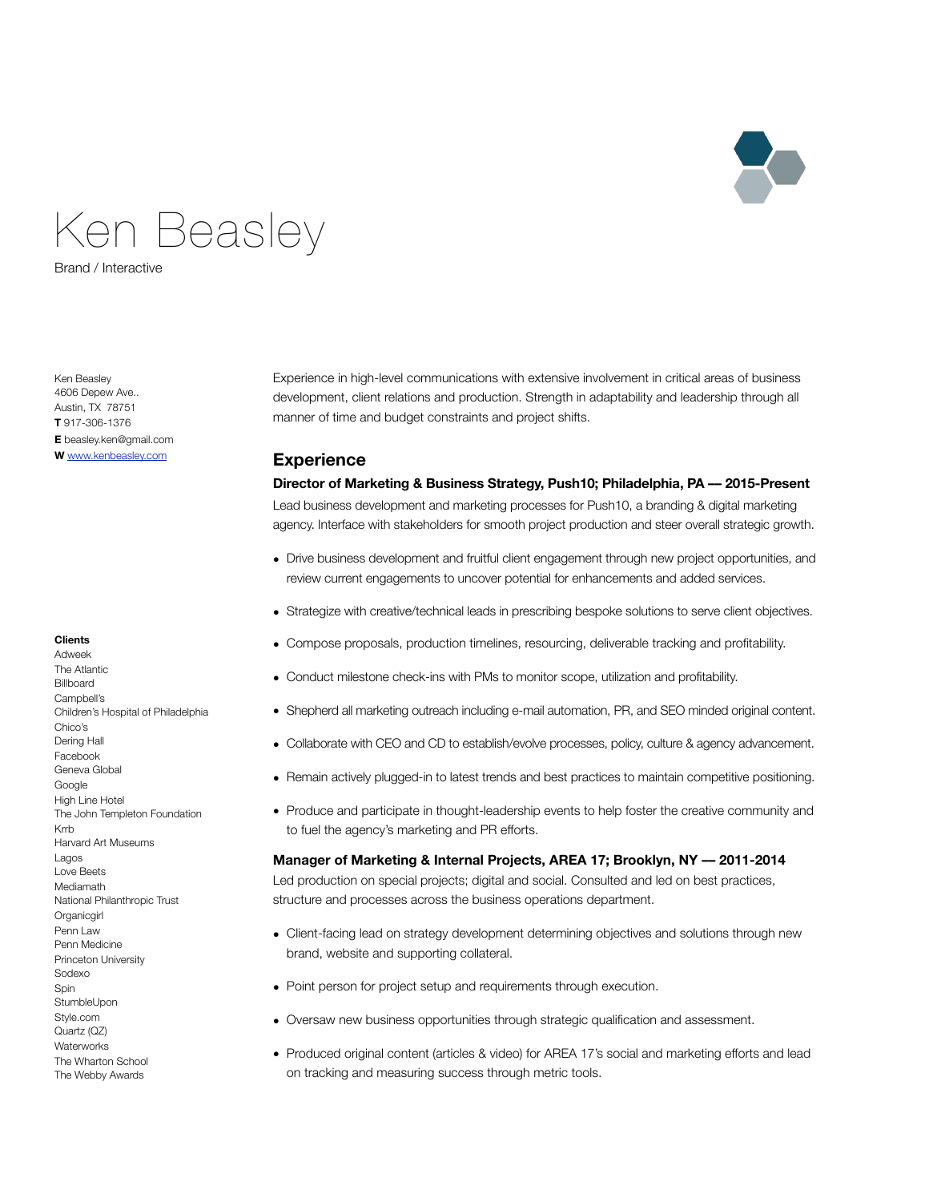# Ken Beasley

Brand / Interactive

Ken Beasley
4606 Depew Ave..
Austin, TX 78751
**T** 917-306-1376
**E** beasley.ken@gmail.com
**W** www.kenbeasley.com

**Clients**
Adweek
The Atlantic
Billboard
Campbell's
Children's Hospital of Philadelphia
Chico's
Dering Hall
Facebook
Geneva Global
Google
High Line Hotel
The John Templeton Foundation
Krrb
Harvard Art Museums
Lagos
Love Beets
Mediamath
National Philanthropic Trust
Organicgirl
Penn Law
Penn Medicine
Princeton University
Sodexo
Spin
StumbleUpon
Style.com
Quartz (QZ)
Waterworks
The Wharton School
The Webby Awards

Experience in high-level communications with extensive involvement in critical areas of business development, client relations and production. Strength in adaptability and leadership through all manner of time and budget constraints and project shifts.

## Experience

**Director of Marketing & Business Strategy, Push10; Philadelphia, PA — 2015-Present**

Lead business development and marketing processes for Push10, a branding & digital marketing agency. Interface with stakeholders for smooth project production and steer overall strategic growth.

- Drive business development and fruitful client engagement through new project opportunities, and review current engagements to uncover potential for enhancements and added services.
- Strategize with creative/technical leads in prescribing bespoke solutions to serve client objectives.
- Compose proposals, production timelines, resourcing, deliverable tracking and profitability.
- Conduct milestone check-ins with PMs to monitor scope, utilization and profitability.
- Shepherd all marketing outreach including e-mail automation, PR, and SEO minded original content.
- Collaborate with CEO and CD to establish/evolve processes, policy, culture & agency advancement.
- Remain actively plugged-in to latest trends and best practices to maintain competitive positioning.
- Produce and participate in thought-leadership events to help foster the creative community and to fuel the agency's marketing and PR efforts.

**Manager of Marketing & Internal Projects, AREA 17; Brooklyn, NY — 2011-2014**

Led production on special projects; digital and social. Consulted and led on best practices, structure and processes across the business operations department.

- Client-facing lead on strategy development determining objectives and solutions through new brand, website and supporting collateral.
- Point person for project setup and requirements through execution.
- Oversaw new business opportunities through strategic qualification and assessment.
- Produced original content (articles & video) for AREA 17's social and marketing efforts and lead on tracking and measuring success through metric tools.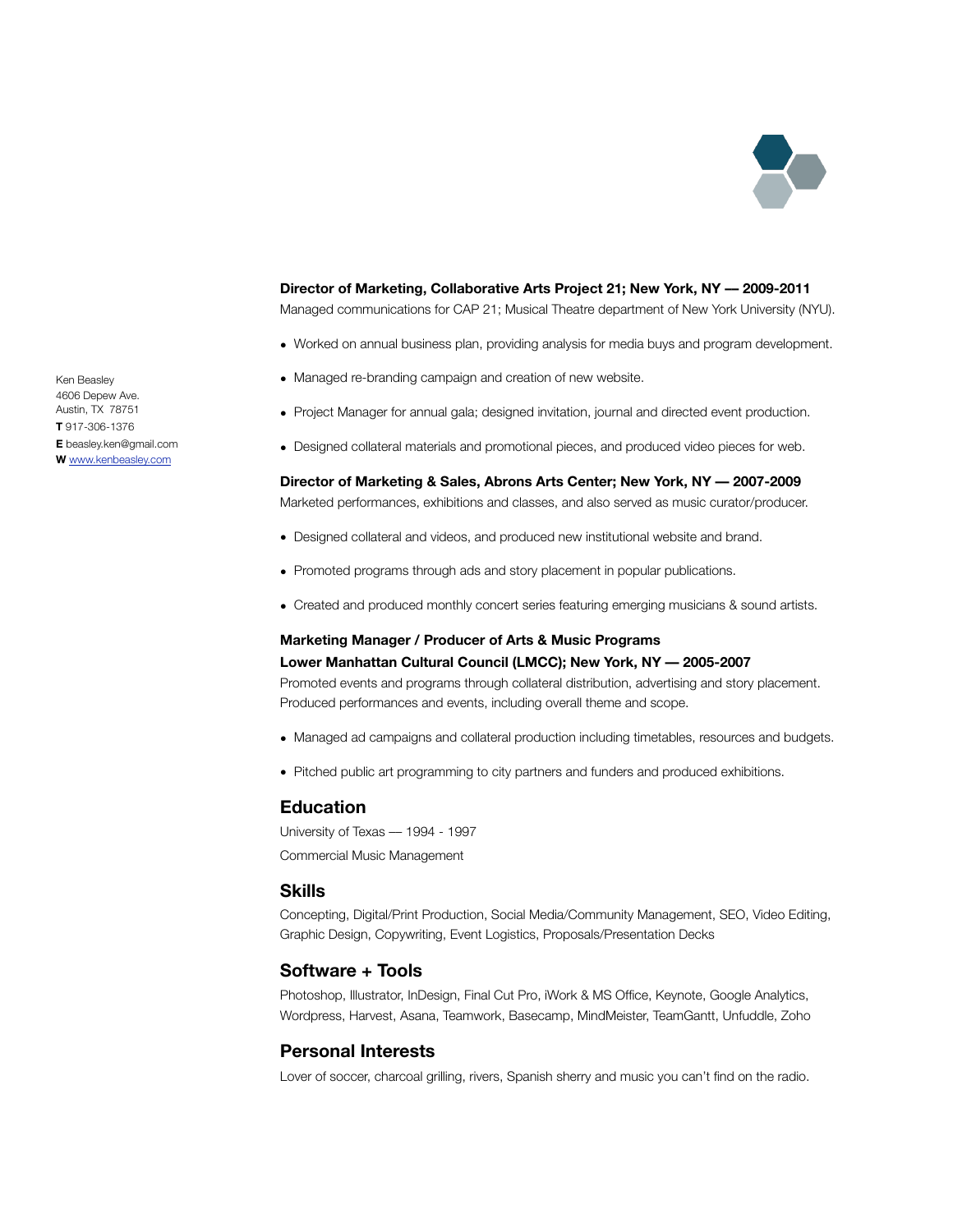Ken Beasley
4606 Depew Ave.
Austin, TX 78751
**T** 917-306-1376
**E** beasley.ken@gmail.com
**W** www.kenbeasley.com

**Director of Marketing, Collaborative Arts Project 21; New York, NY — 2009-2011**

Managed communications for CAP 21; Musical Theatre department of New York University (NYU).

- Worked on annual business plan, providing analysis for media buys and program development.
- Managed re-branding campaign and creation of new website.
- Project Manager for annual gala; designed invitation, journal and directed event production.
- Designed collateral materials and promotional pieces, and produced video pieces for web.

**Director of Marketing & Sales, Abrons Arts Center; New York, NY — 2007-2009**

Marketed performances, exhibitions and classes, and also served as music curator/producer.

- Designed collateral and videos, and produced new institutional website and brand.
- Promoted programs through ads and story placement in popular publications.
- Created and produced monthly concert series featuring emerging musicians & sound artists.

**Marketing Manager / Producer of Arts & Music Programs**
**Lower Manhattan Cultural Council (LMCC); New York, NY — 2005-2007**

Promoted events and programs through collateral distribution, advertising and story placement. Produced performances and events, including overall theme and scope.

- Managed ad campaigns and collateral production including timetables, resources and budgets.
- Pitched public art programming to city partners and funders and produced exhibitions.

## Education

University of Texas — 1994 - 1997

Commercial Music Management

## Skills

Concepting, Digital/Print Production, Social Media/Community Management, SEO, Video Editing, Graphic Design, Copywriting, Event Logistics, Proposals/Presentation Decks

## Software + Tools

Photoshop, Illustrator, InDesign, Final Cut Pro, iWork & MS Office, Keynote, Google Analytics, Wordpress, Harvest, Asana, Teamwork, Basecamp, MindMeister, TeamGantt, Unfuddle, Zoho

## Personal Interests

Lover of soccer, charcoal grilling, rivers, Spanish sherry and music you can't find on the radio.